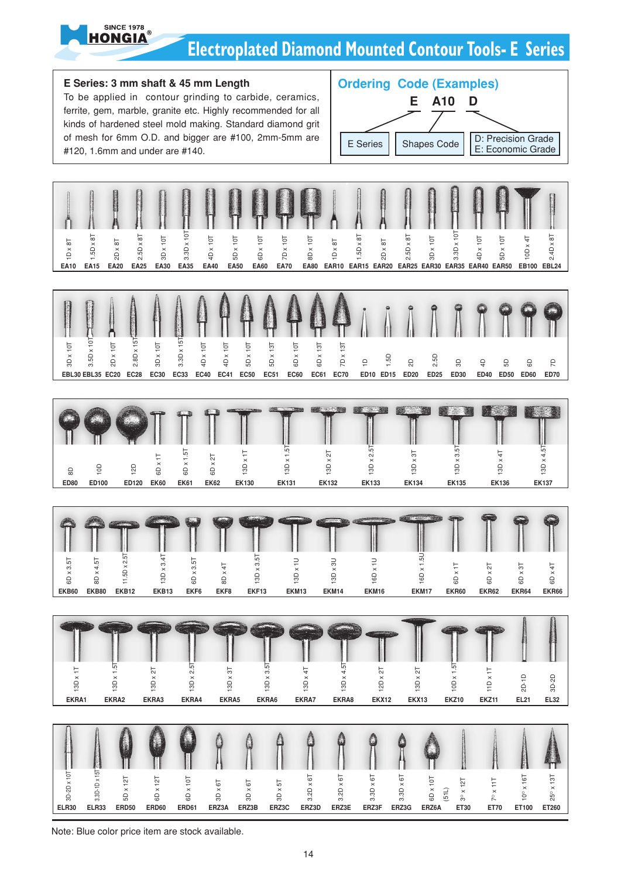# Electroplated Diamond Mounted Contour Tools- E Series

**E Series: 3 mm shaft & 45 mm Length**

To be applied in contour grinding to carbide, ceramics, ferrite, gem, marble, granite etc. Highly recommended for all kinds of hardened steel mold making. Standard diamond grit of mesh for 6mm O.D. and bigger are #100, 2mm-5mm are #120, 1.6mm and under are #140.

## Ordering Code (Examples)

**E A10 D**

- E: E Series
- A10: Shapes Code
- D: D: Precision Grade / E: Economic Grade

| Code | EA10 | EA15 | EA20 | EA25 | EA30 | EA35 | EA40 | EA50 | EA60 | EA70 | EA80 | EAR10 | EAR15 | EAR20 | EAR25 | EAR30 | EAR35 | EAR40 | EAR50 | EB100 | EBL24 |
|---|---|---|---|---|---|---|---|---|---|---|---|---|---|---|---|---|---|---|---|---|---|
| Size | 1D x 8T | 1.5D x 8T | 2D x 8T | 2.5D x 8T | 3D x 10T | 3.3D x 10T | 4D x 10T | 5D x 10T | 6D x 10T | 7D x 10T | 8D x 10T | 1D x 8T | 1.5D x 8T | 2D x 8T | 2.5D x 8T | 3D x 10T | 3.3D x 10T | 4D x 10T | 5D x 10T | 10D x 4T | 2.4D x 8T |

| Code | EBL30 | EBL35 | EC20 | EC28 | EC30 | EC33 | EC40 | EC41 | EC50 | EC51 | EC60 | EC61 | EC70 | ED10 | ED15 | ED20 | ED25 | ED30 | ED40 | ED50 | ED60 | ED70 |
|---|---|---|---|---|---|---|---|---|---|---|---|---|---|---|---|---|---|---|---|---|---|---|
| Size | 3D x 10T | 3.5D x 10T | 2D x 10T | 2.8D x 15T | 3D x 10T | 3.3D x 15T | 4D x 10T | 4D x 10T | 5D x 10T | 5D x 13T | 6D x 10T | 6D x 13T | 7D x 13T | 1D | 1.5D | 2D | 2.5D | 3D | 4D | 5D | 6D | 7D |

| Code | ED80 | ED100 | ED120 | EK60 | EK61 | EK62 | EK130 | EK131 | EK132 | EK133 | EK134 | EK135 | EK136 | EK137 |
|---|---|---|---|---|---|---|---|---|---|---|---|---|---|---|
| Size | 8D | 10D | 12D | 6D x 1T | 6D x 1.5T | 6D x 2T | 13D x 1T | 13D x 1.5T | 13D x 2T | 13D x 2.5T | 13D x 3T | 13D x 3.5T | 13D x 4T | 13D x 4.5T |

| Code | EKB60 | EKB80 | EKB12 | EKB13 | EKF6 | EKF8 | EKF13 | EKM13 | EKM14 | EKM16 | EKM17 | EKR60 | EKR62 | EKR64 | EKR66 |
|---|---|---|---|---|---|---|---|---|---|---|---|---|---|---|---|
| Size | 6D x 3.5T | 8D x 4.5T | 11.5D x 2.5T | 13D x 3.4T | 6D x 3.5T | 8D x 4T | 13D x 3.5T | 13D x 1U | 13D x 3U | 16D x 1U | 16D x 1.5U | 6D x 1T | 6D x 2T | 6D x 3T | 6D x 4T |

| Code | EKRA1 | EKRA2 | EKRA3 | EKRA4 | EKRA5 | EKRA6 | EKRA7 | EKRA8 | EKX12 | EKX13 | EKZ10 | EKZ11 | EL21 | EL32 |
|---|---|---|---|---|---|---|---|---|---|---|---|---|---|---|
| Size | 13D x 1T | 13D x 1.5T | 13D x 2T | 13D x 2.5T | 13D x 3T | 13D x 3.5T | 13D x 4T | 13D x 4.5T | 12D x 2T | 13D x 2T | 10D x 1.5T | 11D x 1T | 2D-1D | 3D-2D |

| Code | ELR30 | ELR33 | ERD50 | ERD60 | ERD61 | ERZ3A | ERZ3B | ERZ3C | ERZ3D | ERZ3E | ERZ3F | ERZ3G | ERZ6A | ET30 | ET70 | ET100 | ET260 |
|---|---|---|---|---|---|---|---|---|---|---|---|---|---|---|---|---|---|
| Size | 3D-2D x 10T | 3.3D-1D x 15T | 5D x 12T | 6D x 12T | 6D x 10T | 3D x 6T | 3D x 6T | 3D x 5T | 3.2D x 6T | 3.2D x 6T | 3.3D x 6T | 3.3D x 6T | 6D x 10T (51L) | 3° x 12T | 7° x 11T | 10° x 16T | 25° x 13T |

Note: Blue color price item are stock available.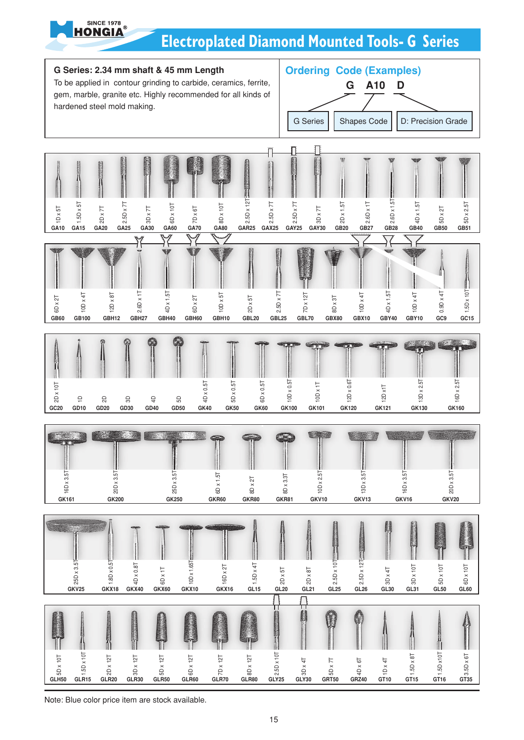# Electroplated Diamond Mounted Tools- G Series

## G Series: 2.34 mm shaft & 45 mm Length

To be applied in contour grinding to carbide, ceramics, ferrite, gem, marble, granite etc. Highly recommended for all kinds of hardened steel mold making.

## Ordering Code (Examples)

G A10 D

- G: G Series
- A10: Shapes Code
- D: D: Precision Grade

| Code | Size |
|---|---|
| GA10 | 1D x 5T |
| GA15 | 1.5D x 5T |
| GA20 | 2D x 7T |
| GA25 | 2.5D x 7T |
| GA30 | 3D x 7T |
| GA60 | 6D x 10T |
| GA70 | 7D x 6T |
| GA80 | 8D x 10T |
| GAR25 | 2.5D x 12T |
| GAX25 | 2.5D x 7T |
| GAY25 | 2.5D x 7T |
| GAY30 | 3D x 7T |
| GB20 | 2D x 1.5T |
| GB27 | 2.6D x 1T |
| GB28 | 2.6D x 1.5T |
| GB40 | 4D x 1.5T |
| GB50 | 5D x 2T |
| GB51 | 5D x 2.5T |
| GB60 | 6D x 2T |
| GB100 | 10D x 4T |
| GBH12 | 12D x 8T |
| GBH27 | 2.6D x 1T |
| GBH40 | 4D x 1.5T |
| GBH60 | 6D x 2T |
| GBH10 | 10D x 5T |
| GBL20 | 2D x 5T |
| GBL25 | 2.5D x 7T |
| GBL70 | 7D x 12T |
| GBX80 | 8D x 3T |
| GBX10 | 10D x 4T |
| GBY40 | 4D x 1.5T |
| GBY10 | 10D x 4T |
| GC9 | 0.9D x 4T |
| GC15 | 1.5D x 10T |
| GC20 | 2D x 10T |
| GD10 | 1D |
| GD20 | 2D |
| GD30 | 3D |
| GD40 | 4D |
| GD50 | 5D |
| GK40 | 4D x 0.5T |
| GK50 | 5D x 0.5T |
| GK60 | 6D x 0.5T |
| GK100 | 10D x 0.5T |
| GK101 | 10D x 1T |
| GK120 | 12D x 0.6T |
| GK121 | 12D x1T |
| GK130 | 13D x 2.5T |
| GK160 | 16D x 2.5T |
| GK161 | 16D x 3.5T |
| GK200 | 20D x 3.5T |
| GK250 | 25D x 3.5T |
| GKR60 | 6D x 1.5T |
| GKR80 | 8D x 2T |
| GKR81 | 8D x 3.3T |
| GKV10 | 10D x 2.5T |
| GKV13 | 13D x 3.5T |
| GKV16 | 16D x 3.5T |
| GKV20 | 20D x 3.5T |
| GKV25 | 25D x 3.5T |
| GKX18 | 1.8D x 0.5T |
| GKX40 | 4D x 0.8T |
| GKX60 | 6D x 1T |
| GKX10 | 10D x 1.65T |
| GKX16 | 16D x 2T |
| GL15 | 1.5D x 4T |
| GL20 | 2D x 5T |
| GL21 | 2D x 8T |
| GL25 | 2.5D x 10T |
| GL26 | 2.5D x 12T |
| GL30 | 3D x 4T |
| GL31 | 3D x 10T |
| GL50 | 5D x 10T |
| GL60 | 6D x 10T |
| GLH50 | 5D x 10T |
| GLR15 | 1.5D x 10T |
| GLR20 | 2D x 12T |
| GLR30 | 3D x 12T |
| GLR50 | 5D x 12T |
| GLR60 | 6D x 12T |
| GLR70 | 7D x 12T |
| GLR80 | 8D x 12T |
| GLY25 | 2.5D x 10T |
| GLY30 | 3D x 4T |
| GRT50 | 5D x 7T |
| GRZ40 | 4D x 6T |
| GT10 | 1D x 4T |
| GT15 | 1.5D x 8T |
| GT16 | 1.5D x10T |
| GT35 | 3.5D x 6T |

Note: Blue color price item are stock available.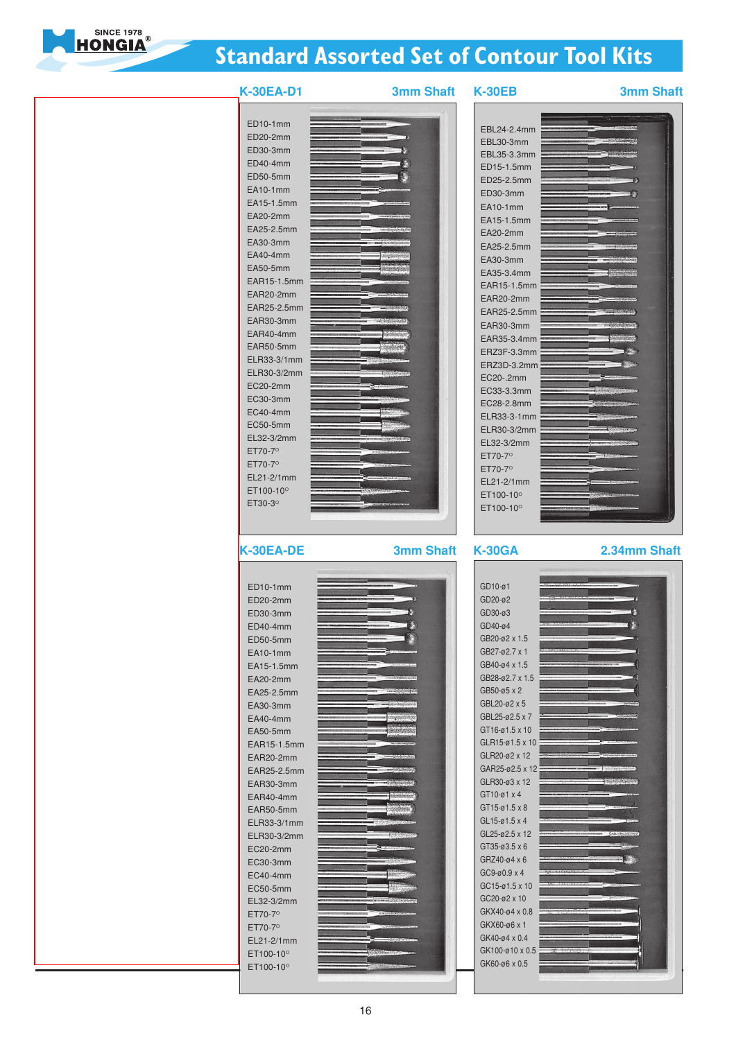# Standard Assorted Set of Contour Tool Kits

## K-30EA-D1 — 3mm Shaft

ED10-1mm
ED20-2mm
ED30-3mm
ED40-4mm
ED50-5mm
EA10-1mm
EA15-1.5mm
EA20-2mm
EA25-2.5mm
EA30-3mm
EA40-4mm
EA50-5mm
EAR15-1.5mm
EAR20-2mm
EAR25-2.5mm
EAR30-3mm
EAR40-4mm
EAR50-5mm
ELR33-3/1mm
ELR30-3/2mm
EC20-2mm
EC30-3mm
EC40-4mm
EC50-5mm
EL32-3/2mm
ET70-7°
ET70-7°
EL21-2/1mm
ET100-10°
ET30-3°

## K-30EB — 3mm Shaft

EBL24-2.4mm
EBL30-3mm
EBL35-3.3mm
ED15-1.5mm
ED25-2.5mm
ED30-3mm
EA10-1mm
EA15-1.5mm
EA20-2mm
EA25-2.5mm
EA30-3mm
EA35-3.4mm
EAR15-1.5mm
EAR20-2mm
EAR25-2.5mm
EAR30-3mm
EAR35-3.4mm
ERZ3F-3.3mm
ERZ3D-3.2mm
EC20-.2mm
EC33-3.3mm
EC28-2.8mm
ELR33-3-1mm
ELR30-3/2mm
EL32-3/2mm
ET70-7°
ET70-7°
EL21-2/1mm
ET100-10°
ET100-10°

## K-30EA-DE — 3mm Shaft

ED10-1mm
ED20-2mm
ED30-3mm
ED40-4mm
ED50-5mm
EA10-1mm
EA15-1.5mm
EA20-2mm
EA25-2.5mm
EA30-3mm
EA40-4mm
EA50-5mm
EAR15-1.5mm
EAR20-2mm
EAR25-2.5mm
EAR30-3mm
EAR40-4mm
EAR50-5mm
ELR33-3/1mm
ELR30-3/2mm
EC20-2mm
EC30-3mm
EC40-4mm
EC50-5mm
EL32-3/2mm
ET70-7°
ET70-7°
EL21-2/1mm
ET100-10°
ET100-10°

## K-30GA — 2.34mm Shaft

GD10-ø1
GD20-ø2
GD30-ø3
GD40-ø4
GB20-ø2 x 1.5
GB27-ø2.7 x 1
GB40-ø4 x 1.5
GB28-ø2.7 x 1.5
GB50-ø5 x 2
GBL20-ø2 x 5
GBL25-ø2.5 x 7
GT16-ø1.5 x 10
GLR15-ø1.5 x 10
GLR20-ø2 x 12
GAR25-ø2.5 x 12
GLR30-ø3 x 12
GT10-ø1 x 4
GT15-ø1.5 x 8
GL15-ø1.5 x 4
GL25-ø2.5 x 12
GT35-ø3.5 x 6
GRZ40-ø4 x 6
GC9-ø0.9 x 4
GC15-ø1.5 x 10
GC20-ø2 x 10
GKX40-ø4 x 0.8
GKX60-ø6 x 1
GK40-ø4 x 0.4
GK100-ø10 x 0.5
GK60-ø6 x 0.5